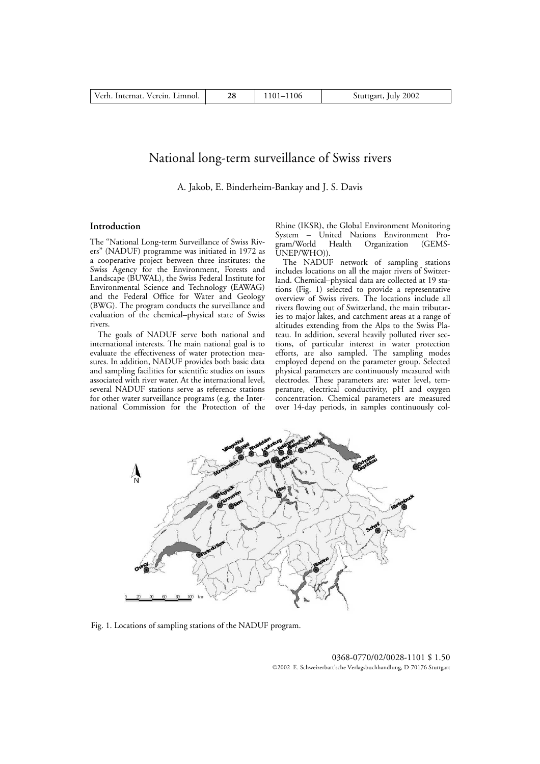# National long-term surveillance of Swiss rivers

A. Jakob, E. Binderheim-Bankay and J. S. Davis

## Introduction

The "National Long-term Surveillance of Swiss Rivers" (NADUF) programme was initiated in 1972 as a cooperative project between three institutes: the Swiss Agency for the Environment, Forests and Landscape (BUWAL), the Swiss Federal Institute for Environmental Science and Technology (EAWAG) and the Federal Office for Water and Geology (BWG). The program conducts the surveillance and evaluation of the chemical–physical state of Swiss rivers.

The goals of NADUF serve both national and international interests. The main national goal is to evaluate the effectiveness of water protection measures. In addition, NADUF provides both basic data and sampling facilities for scientific studies on issues associated with river water. At the international level, several NADUF stations serve as reference stations for other water surveillance programs (e.g. the International Commission for the Protection of the Rhine (IKSR), the Global Environment Monitoring System – United Nations Environment Program/World Health Organization (GEMS-UNEP/WHO)).

The NADUF network of sampling stations includes locations on all the major rivers of Switzerland. Chemical–physical data are collected at 19 stations (Fig. 1) selected to provide a representative overview of Swiss rivers. The locations include all rivers flowing out of Switzerland, the main tributaries to major lakes, and catchment areas at a range of altitudes extending from the Alps to the Swiss Plateau. In addition, several heavily polluted river sections, of particular interest in water protection efforts, are also sampled. The sampling modes employed depend on the parameter group. Selected physical parameters are continuously measured with electrodes. These parameters are: water level, temperature, electrical conductivity, pH and oxygen concentration. Chemical parameters are measured over 14-day periods, in samples continuously col-

Fig. 1. Locations of sampling stations of the NADUF program.

0368-0770/02/0028-1101 $ 1.50
©2002 E. Schweizerbart'sche Verlagsbuchhandlung, D-70176 Stuttgart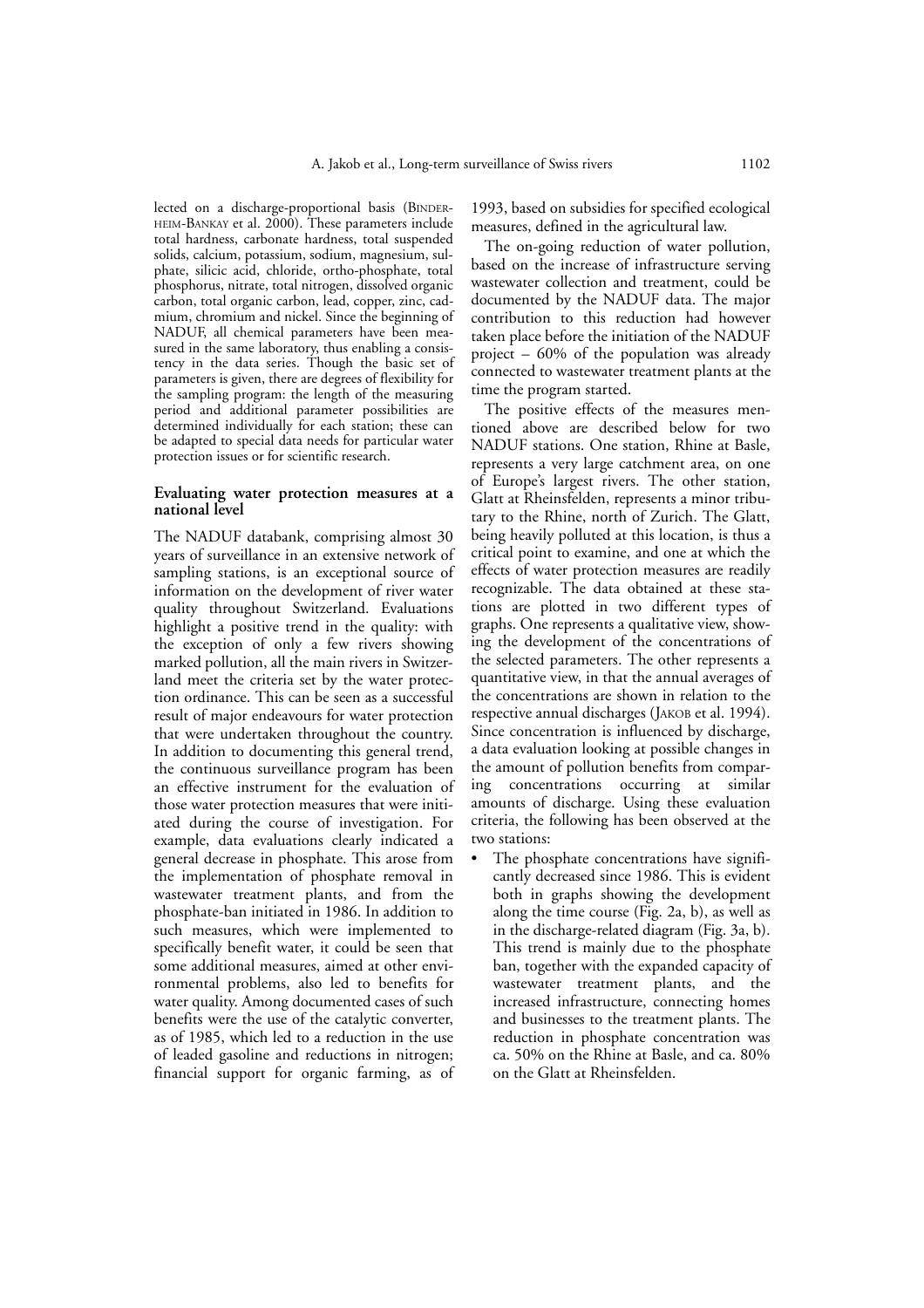lected on a discharge-proportional basis (BINDERHEIM-BANKAY et al. 2000). These parameters include total hardness, carbonate hardness, total suspended solids, calcium, potassium, sodium, magnesium, sulphate, silicic acid, chloride, ortho-phosphate, total phosphorus, nitrate, total nitrogen, dissolved organic carbon, total organic carbon, lead, copper, zinc, cadmium, chromium and nickel. Since the beginning of NADUF, all chemical parameters have been measured in the same laboratory, thus enabling a consistency in the data series. Though the basic set of parameters is given, there are degrees of flexibility for the sampling program: the length of the measuring period and additional parameter possibilities are determined individually for each station; these can be adapted to special data needs for particular water protection issues or for scientific research.

## Evaluating water protection measures at a national level

The NADUF databank, comprising almost 30 years of surveillance in an extensive network of sampling stations, is an exceptional source of information on the development of river water quality throughout Switzerland. Evaluations highlight a positive trend in the quality: with the exception of only a few rivers showing marked pollution, all the main rivers in Switzerland meet the criteria set by the water protection ordinance. This can be seen as a successful result of major endeavours for water protection that were undertaken throughout the country. In addition to documenting this general trend, the continuous surveillance program has been an effective instrument for the evaluation of those water protection measures that were initiated during the course of investigation. For example, data evaluations clearly indicated a general decrease in phosphate. This arose from the implementation of phosphate removal in wastewater treatment plants, and from the phosphate-ban initiated in 1986. In addition to such measures, which were implemented to specifically benefit water, it could be seen that some additional measures, aimed at other environmental problems, also led to benefits for water quality. Among documented cases of such benefits were the use of the catalytic converter, as of 1985, which led to a reduction in the use of leaded gasoline and reductions in nitrogen; financial support for organic farming, as of 1993, based on subsidies for specified ecological measures, defined in the agricultural law.

The on-going reduction of water pollution, based on the increase of infrastructure serving wastewater collection and treatment, could be documented by the NADUF data. The major contribution to this reduction had however taken place before the initiation of the NADUF project – 60% of the population was already connected to wastewater treatment plants at the time the program started.

The positive effects of the measures mentioned above are described below for two NADUF stations. One station, Rhine at Basle, represents a very large catchment area, on one of Europe's largest rivers. The other station, Glatt at Rheinsfelden, represents a minor tributary to the Rhine, north of Zurich. The Glatt, being heavily polluted at this location, is thus a critical point to examine, and one at which the effects of water protection measures are readily recognizable. The data obtained at these stations are plotted in two different types of graphs. One represents a qualitative view, showing the development of the concentrations of the selected parameters. The other represents a quantitative view, in that the annual averages of the concentrations are shown in relation to the respective annual discharges (JAKOB et al. 1994). Since concentration is influenced by discharge, a data evaluation looking at possible changes in the amount of pollution benefits from comparing concentrations occurring at similar amounts of discharge. Using these evaluation criteria, the following has been observed at the two stations:

- The phosphate concentrations have significantly decreased since 1986. This is evident both in graphs showing the development along the time course (Fig. 2a, b), as well as in the discharge-related diagram (Fig. 3a, b). This trend is mainly due to the phosphate ban, together with the expanded capacity of wastewater treatment plants, and the increased infrastructure, connecting homes and businesses to the treatment plants. The reduction in phosphate concentration was ca. 50% on the Rhine at Basle, and ca. 80% on the Glatt at Rheinsfelden.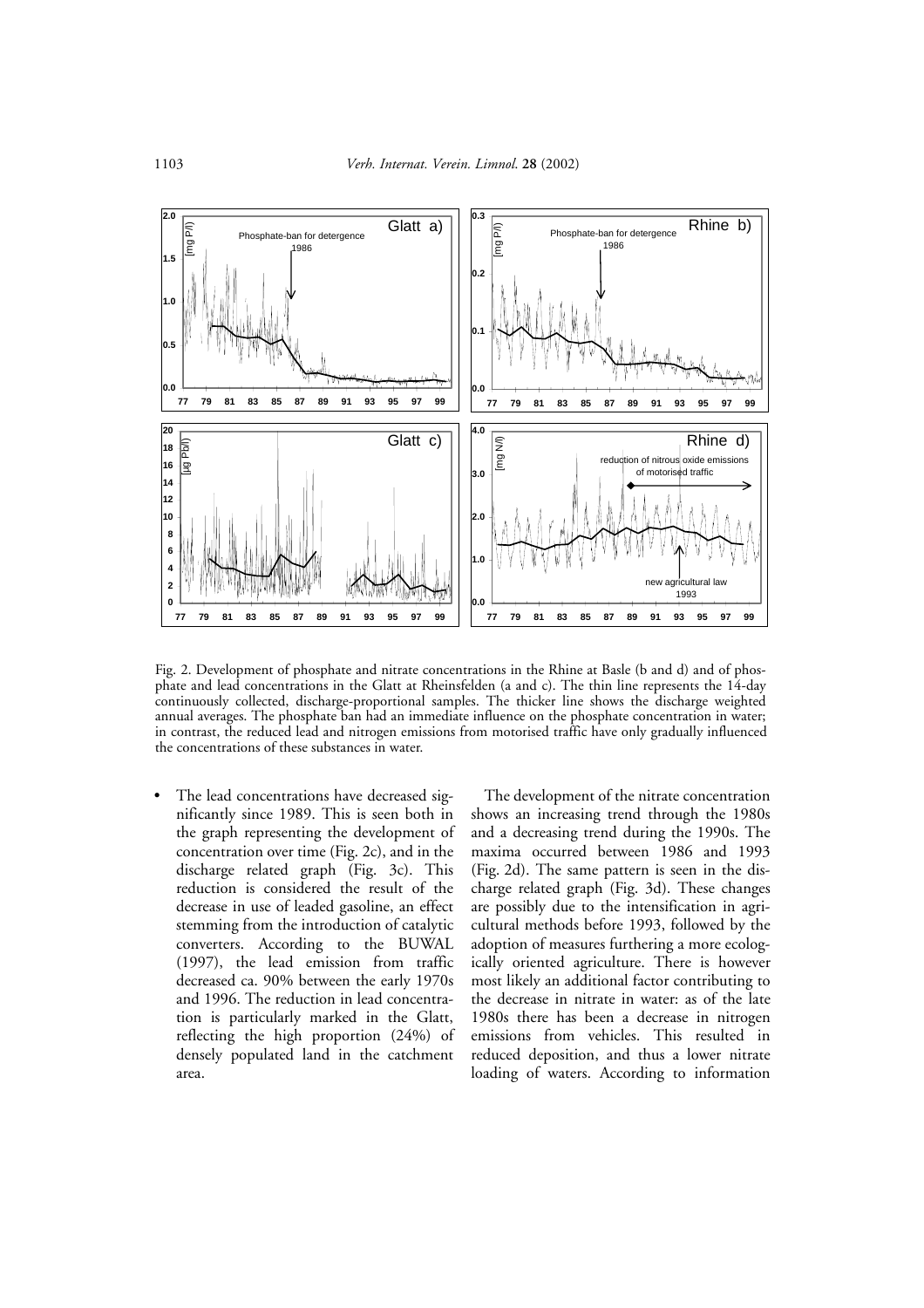Fig. 2. Development of phosphate and nitrate concentrations in the Rhine at Basle (b and d) and of phosphate and lead concentrations in the Glatt at Rheinsfelden (a and c). The thin line represents the 14-day continuously collected, discharge-proportional samples. The thicker line shows the discharge weighted annual averages. The phosphate ban had an immediate influence on the phosphate concentration in water; in contrast, the reduced lead and nitrogen emissions from motorised traffic have only gradually influenced the concentrations of these substances in water.

- The lead concentrations have decreased significantly since 1989. This is seen both in the graph representing the development of concentration over time (Fig. 2c), and in the discharge related graph (Fig. 3c). This reduction is considered the result of the decrease in use of leaded gasoline, an effect stemming from the introduction of catalytic converters. According to the BUWAL (1997), the lead emission from traffic decreased ca. 90% between the early 1970s and 1996. The reduction in lead concentration is particularly marked in the Glatt, reflecting the high proportion (24%) of densely populated land in the catchment area.

The development of the nitrate concentration shows an increasing trend through the 1980s and a decreasing trend during the 1990s. The maxima occurred between 1986 and 1993 (Fig. 2d). The same pattern is seen in the discharge related graph (Fig. 3d). These changes are possibly due to the intensification in agricultural methods before 1993, followed by the adoption of measures furthering a more ecologically oriented agriculture. There is however most likely an additional factor contributing to the decrease in nitrate in water: as of the late 1980s there has been a decrease in nitrogen emissions from vehicles. This resulted in reduced deposition, and thus a lower nitrate loading of waters. According to information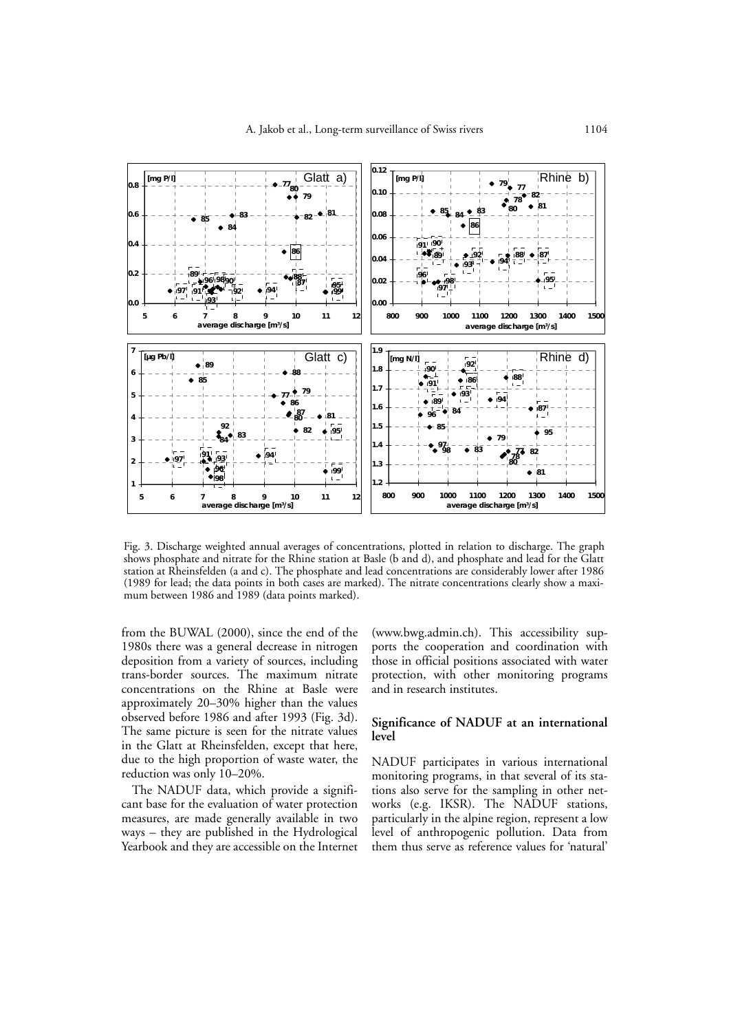Fig. 3. Discharge weighted annual averages of concentrations, plotted in relation to discharge. The graph shows phosphate and nitrate for the Rhine station at Basle (b and d), and phosphate and lead for the Glatt station at Rheinsfelden (a and c). The phosphate and lead concentrations are considerably lower after 1986 (1989 for lead; the data points in both cases are marked). The nitrate concentrations clearly show a maximum between 1986 and 1989 (data points marked).

from the BUWAL (2000), since the end of the 1980s there was a general decrease in nitrogen deposition from a variety of sources, including trans-border sources. The maximum nitrate concentrations on the Rhine at Basle were approximately 20–30% higher than the values observed before 1986 and after 1993 (Fig. 3d). The same picture is seen for the nitrate values in the Glatt at Rheinsfelden, except that here, due to the high proportion of waste water, the reduction was only 10–20%.

The NADUF data, which provide a significant base for the evaluation of water protection measures, are made generally available in two ways – they are published in the Hydrological Yearbook and they are accessible on the Internet (www.bwg.admin.ch). This accessibility supports the cooperation and coordination with those in official positions associated with water protection, with other monitoring programs and in research institutes.

## Significance of NADUF at an international level

NADUF participates in various international monitoring programs, in that several of its stations also serve for the sampling in other networks (e.g. IKSR). The NADUF stations, particularly in the alpine region, represent a low level of anthropogenic pollution. Data from them thus serve as reference values for 'natural'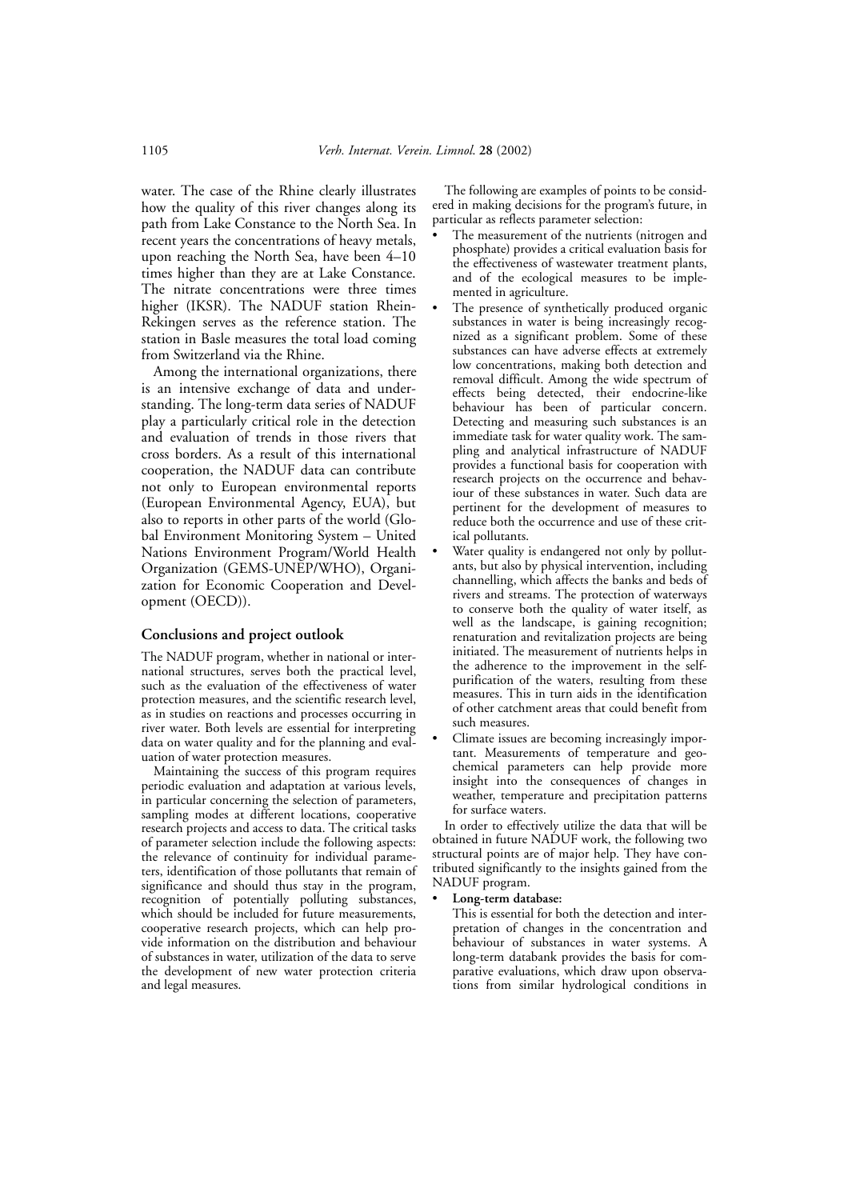water. The case of the Rhine clearly illustrates how the quality of this river changes along its path from Lake Constance to the North Sea. In recent years the concentrations of heavy metals, upon reaching the North Sea, have been 4–10 times higher than they are at Lake Constance. The nitrate concentrations were three times higher (IKSR). The NADUF station Rhein-Rekingen serves as the reference station. The station in Basle measures the total load coming from Switzerland via the Rhine.

Among the international organizations, there is an intensive exchange of data and understanding. The long-term data series of NADUF play a particularly critical role in the detection and evaluation of trends in those rivers that cross borders. As a result of this international cooperation, the NADUF data can contribute not only to European environmental reports (European Environmental Agency, EUA), but also to reports in other parts of the world (Global Environment Monitoring System – United Nations Environment Program/World Health Organization (GEMS-UNEP/WHO), Organization for Economic Cooperation and Development (OECD)).

## Conclusions and project outlook

The NADUF program, whether in national or international structures, serves both the practical level, such as the evaluation of the effectiveness of water protection measures, and the scientific research level, as in studies on reactions and processes occurring in river water. Both levels are essential for interpreting data on water quality and for the planning and evaluation of water protection measures.

Maintaining the success of this program requires periodic evaluation and adaptation at various levels, in particular concerning the selection of parameters, sampling modes at different locations, cooperative research projects and access to data. The critical tasks of parameter selection include the following aspects: the relevance of continuity for individual parameters, identification of those pollutants that remain of significance and should thus stay in the program, recognition of potentially polluting substances, which should be included for future measurements, cooperative research projects, which can help provide information on the distribution and behaviour of substances in water, utilization of the data to serve the development of new water protection criteria and legal measures.

The following are examples of points to be considered in making decisions for the program's future, in particular as reflects parameter selection:

- The measurement of the nutrients (nitrogen and phosphate) provides a critical evaluation basis for the effectiveness of wastewater treatment plants, and of the ecological measures to be implemented in agriculture.
- The presence of synthetically produced organic substances in water is being increasingly recognized as a significant problem. Some of these substances can have adverse effects at extremely low concentrations, making both detection and removal difficult. Among the wide spectrum of effects being detected, their endocrine-like behaviour has been of particular concern. Detecting and measuring such substances is an immediate task for water quality work. The sampling and analytical infrastructure of NADUF provides a functional basis for cooperation with research projects on the occurrence and behaviour of these substances in water. Such data are pertinent for the development of measures to reduce both the occurrence and use of these critical pollutants.
- Water quality is endangered not only by pollutants, but also by physical intervention, including channelling, which affects the banks and beds of rivers and streams. The protection of waterways to conserve both the quality of water itself, as well as the landscape, is gaining recognition; renaturation and revitalization projects are being initiated. The measurement of nutrients helps in the adherence to the improvement in the self-purification of the waters, resulting from these measures. This in turn aids in the identification of other catchment areas that could benefit from such measures.
- Climate issues are becoming increasingly important. Measurements of temperature and geochemical parameters can help provide more insight into the consequences of changes in weather, temperature and precipitation patterns for surface waters.

In order to effectively utilize the data that will be obtained in future NADUF work, the following two structural points are of major help. They have contributed significantly to the insights gained from the NADUF program.

- **Long-term database:**
  This is essential for both the detection and interpretation of changes in the concentration and behaviour of substances in water systems. A long-term databank provides the basis for comparative evaluations, which draw upon observations from similar hydrological conditions in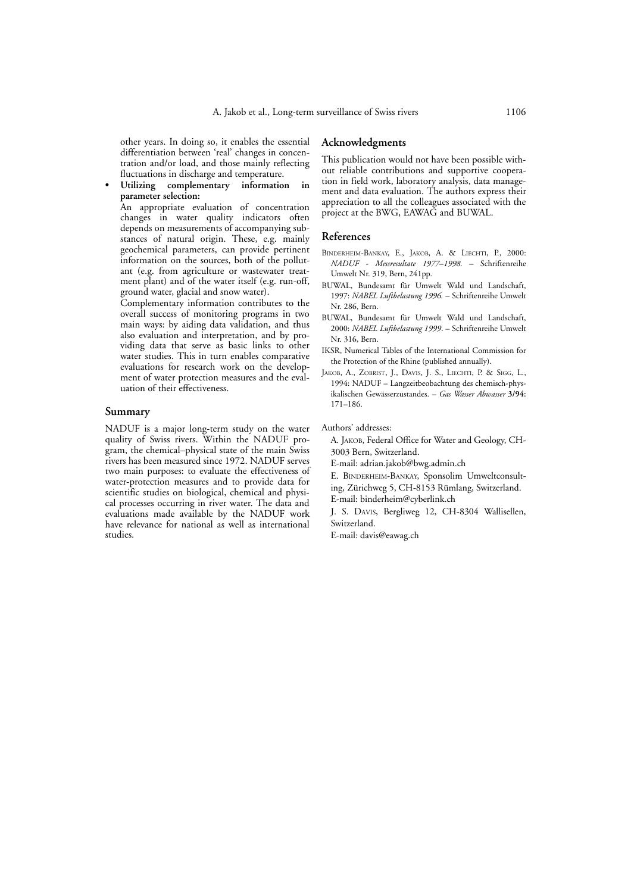other years. In doing so, it enables the essential differentiation between 'real' changes in concentration and/or load, and those mainly reflecting fluctuations in discharge and temperature.

- **Utilizing complementary information in parameter selection:**

  An appropriate evaluation of concentration changes in water quality indicators often depends on measurements of accompanying substances of natural origin. These, e.g. mainly geochemical parameters, can provide pertinent information on the sources, both of the pollutant (e.g. from agriculture or wastewater treatment plant) and of the water itself (e.g. run-off, ground water, glacial and snow water).

  Complementary information contributes to the overall success of monitoring programs in two main ways: by aiding data validation, and thus also evaluation and interpretation, and by providing data that serve as basic links to other water studies. This in turn enables comparative evaluations for research work on the development of water protection measures and the evaluation of their effectiveness.

## Summary

NADUF is a major long-term study on the water quality of Swiss rivers. Within the NADUF program, the chemical–physical state of the main Swiss rivers has been measured since 1972. NADUF serves two main purposes: to evaluate the effectiveness of water-protection measures and to provide data for scientific studies on biological, chemical and physical processes occurring in river water. The data and evaluations made available by the NADUF work have relevance for national as well as international studies.

## Acknowledgments

This publication would not have been possible without reliable contributions and supportive cooperation in field work, laboratory analysis, data management and data evaluation. The authors express their appreciation to all the colleagues associated with the project at the BWG, EAWAG and BUWAL.

## References

Binderheim-Bankay, E., Jakob, A. & Liechti, P., 2000: *NADUF - Messresultate 1977–1998.* – Schriftenreihe Umwelt Nr. 319, Bern, 241pp.

BUWAL, Bundesamt für Umwelt Wald und Landschaft, 1997: *NABEL Luftbelastung 1996.* – Schriftenreihe Umwelt Nr. 286, Bern.

BUWAL, Bundesamt für Umwelt Wald und Landschaft, 2000: *NABEL Luftbelastung 1999.* – Schriftenreihe Umwelt Nr. 316, Bern.

IKSR, Numerical Tables of the International Commission for the Protection of the Rhine (published annually).

Jakob, A., Zobrist, J., Davis, J. S., Liechti, P. & Sigg, L., 1994: NADUF – Langzeitbeobachtung des chemisch-physikalischen Gewässerzustandes. – *Gas Wasser Abwasser* **3/94:** 171–186.

Authors' addresses:

A. Jakob, Federal Office for Water and Geology, CH-3003 Bern, Switzerland.
E-mail: adrian.jakob@bwg.admin.ch

E. Binderheim-Bankay, Sponsolim Umweltconsulting, Zürichweg 5, CH-8153 Rümlang, Switzerland.
E-mail: binderheim@cyberlink.ch

J. S. Davis, Bergliweg 12, CH-8304 Wallisellen, Switzerland.
E-mail: davis@eawag.ch